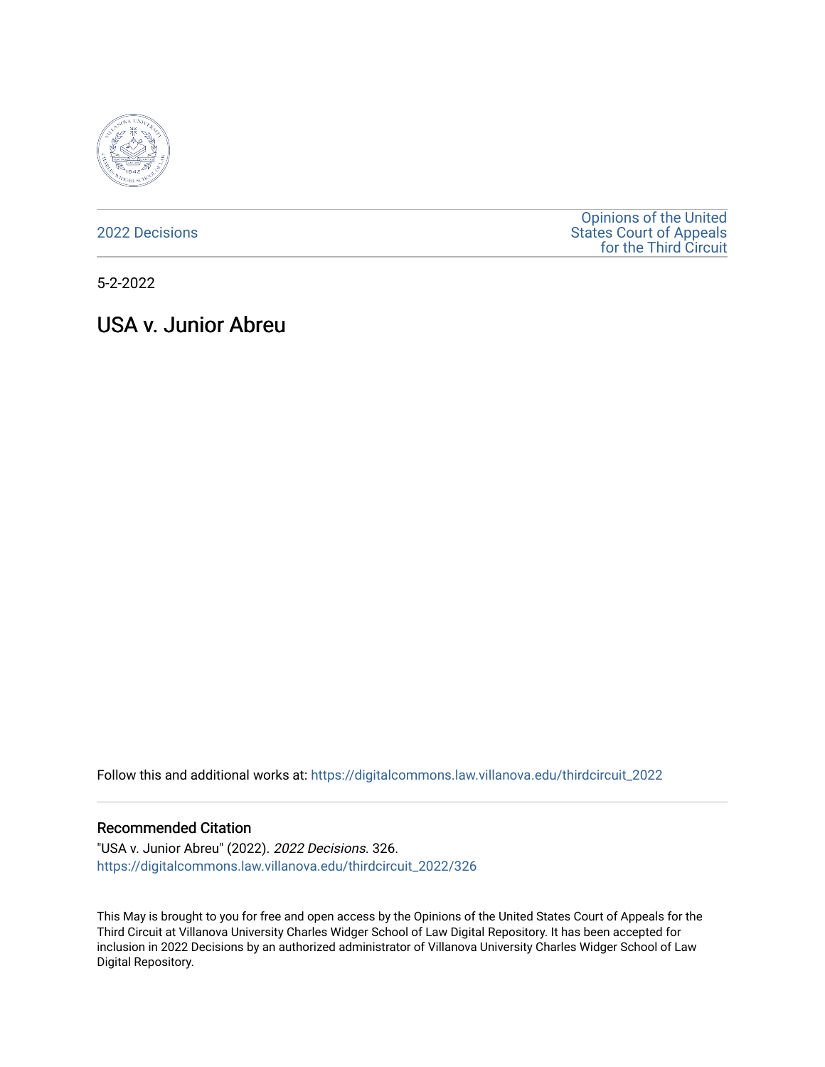2022 Decisions

Opinions of the United States Court of Appeals for the Third Circuit

5-2-2022

# USA v. Junior Abreu

Follow this and additional works at: https://digitalcommons.law.villanova.edu/thirdcircuit_2022

## Recommended Citation

"USA v. Junior Abreu" (2022). *2022 Decisions*. 326.
https://digitalcommons.law.villanova.edu/thirdcircuit_2022/326

This May is brought to you for free and open access by the Opinions of the United States Court of Appeals for the Third Circuit at Villanova University Charles Widger School of Law Digital Repository. It has been accepted for inclusion in 2022 Decisions by an authorized administrator of Villanova University Charles Widger School of Law Digital Repository.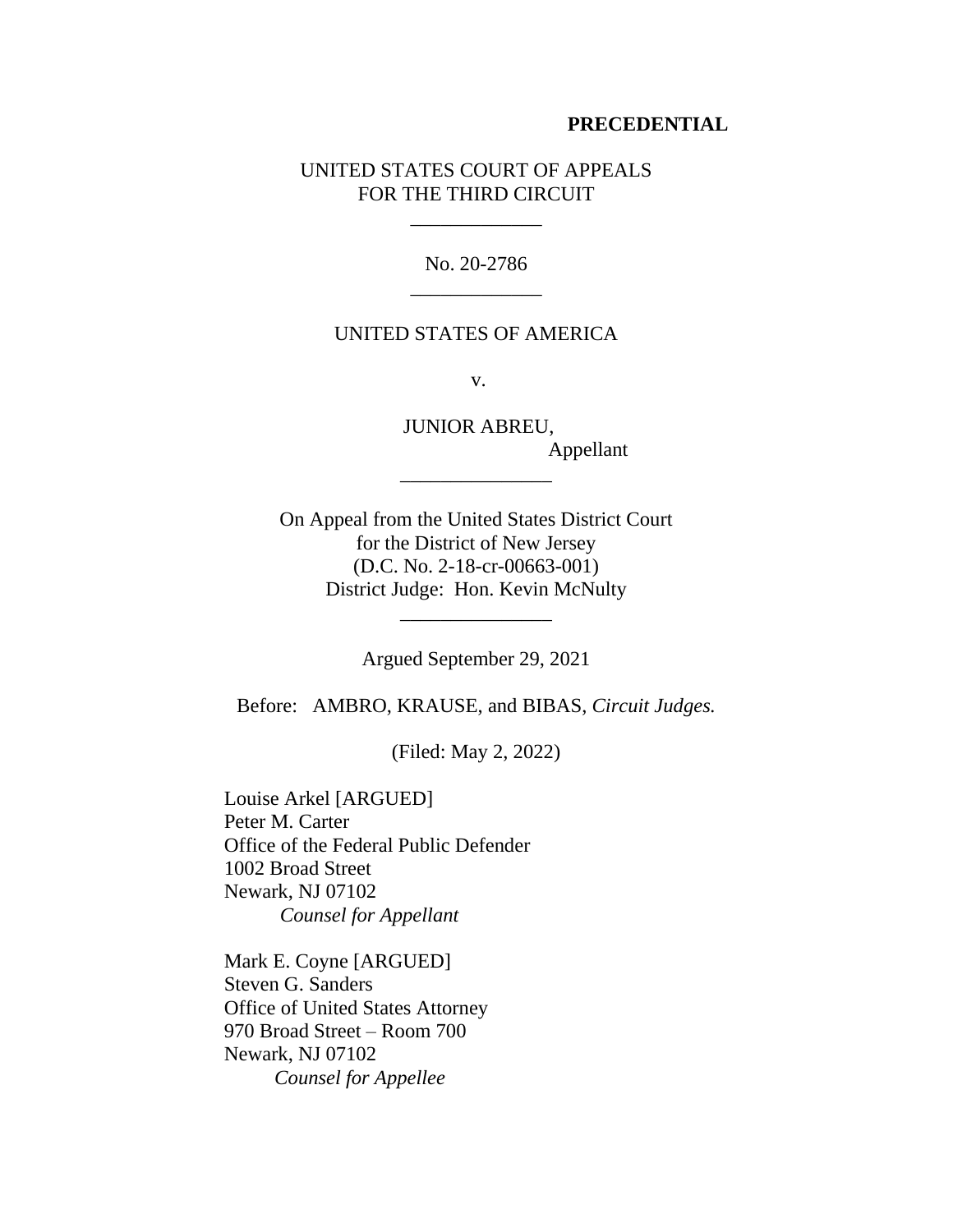**PRECEDENTIAL**

UNITED STATES COURT OF APPEALS
FOR THE THIRD CIRCUIT

\_\_\_\_\_\_\_\_\_\_\_\_\_

No. 20-2786

\_\_\_\_\_\_\_\_\_\_\_\_\_

UNITED STATES OF AMERICA

v.

JUNIOR ABREU,
Appellant

\_\_\_\_\_\_\_\_\_\_\_\_\_\_\_

On Appeal from the United States District Court
for the District of New Jersey
(D.C. No. 2-18-cr-00663-001)
District Judge: Hon. Kevin McNulty

\_\_\_\_\_\_\_\_\_\_\_\_\_\_\_

Argued September 29, 2021

Before: AMBRO, KRAUSE, and BIBAS, *Circuit Judges.*

(Filed: May 2, 2022)

Louise Arkel [ARGUED]
Peter M. Carter
Office of the Federal Public Defender
1002 Broad Street
Newark, NJ 07102
*Counsel for Appellant*

Mark E. Coyne [ARGUED]
Steven G. Sanders
Office of United States Attorney
970 Broad Street – Room 700
Newark, NJ 07102
*Counsel for Appellee*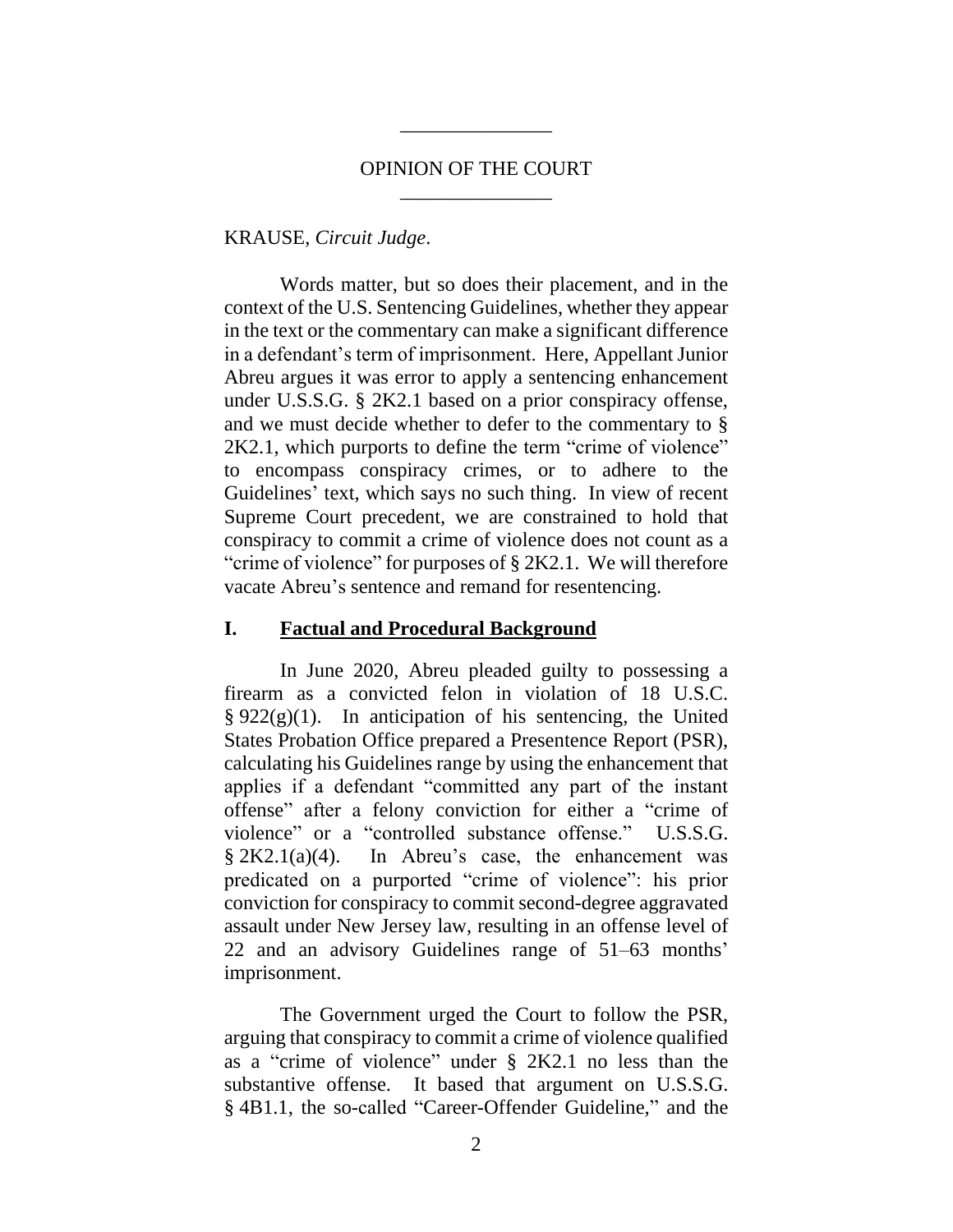OPINION OF THE COURT

KRAUSE, *Circuit Judge*.

Words matter, but so does their placement, and in the context of the U.S. Sentencing Guidelines, whether they appear in the text or the commentary can make a significant difference in a defendant's term of imprisonment. Here, Appellant Junior Abreu argues it was error to apply a sentencing enhancement under U.S.S.G. § 2K2.1 based on a prior conspiracy offense, and we must decide whether to defer to the commentary to § 2K2.1, which purports to define the term "crime of violence" to encompass conspiracy crimes, or to adhere to the Guidelines' text, which says no such thing. In view of recent Supreme Court precedent, we are constrained to hold that conspiracy to commit a crime of violence does not count as a "crime of violence" for purposes of § 2K2.1. We will therefore vacate Abreu's sentence and remand for resentencing.

## I. Factual and Procedural Background

In June 2020, Abreu pleaded guilty to possessing a firearm as a convicted felon in violation of 18 U.S.C. § 922(g)(1). In anticipation of his sentencing, the United States Probation Office prepared a Presentence Report (PSR), calculating his Guidelines range by using the enhancement that applies if a defendant "committed any part of the instant offense" after a felony conviction for either a "crime of violence" or a "controlled substance offense." U.S.S.G. § 2K2.1(a)(4). In Abreu's case, the enhancement was predicated on a purported "crime of violence": his prior conviction for conspiracy to commit second-degree aggravated assault under New Jersey law, resulting in an offense level of 22 and an advisory Guidelines range of 51–63 months' imprisonment.

The Government urged the Court to follow the PSR, arguing that conspiracy to commit a crime of violence qualified as a "crime of violence" under § 2K2.1 no less than the substantive offense. It based that argument on U.S.S.G. § 4B1.1, the so-called "Career-Offender Guideline," and the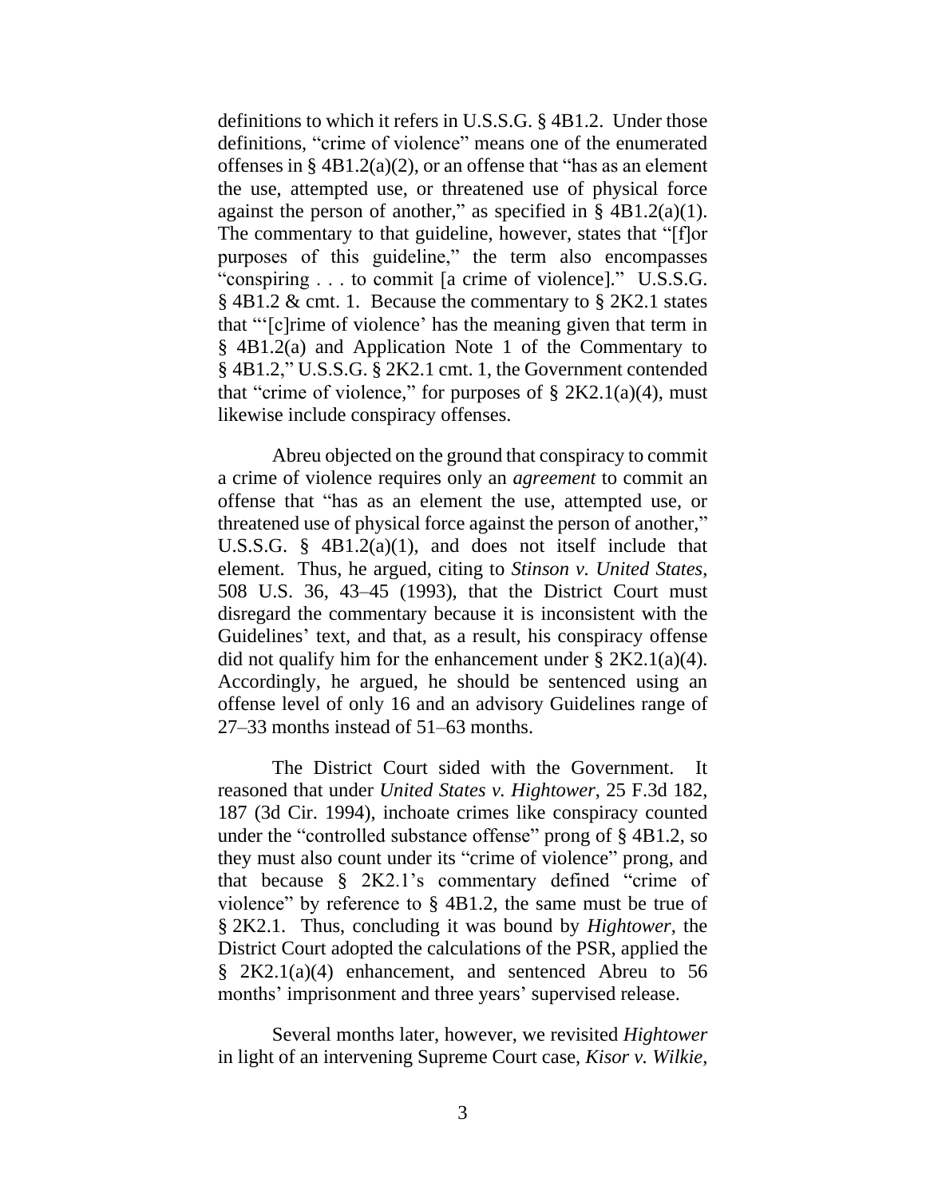definitions to which it refers in U.S.S.G. § 4B1.2. Under those definitions, "crime of violence" means one of the enumerated offenses in § 4B1.2(a)(2), or an offense that "has as an element the use, attempted use, or threatened use of physical force against the person of another," as specified in § 4B1.2(a)(1). The commentary to that guideline, however, states that "[f]or purposes of this guideline," the term also encompasses "conspiring . . . to commit [a crime of violence]." U.S.S.G. § 4B1.2 & cmt. 1. Because the commentary to § 2K2.1 states that "'[c]rime of violence' has the meaning given that term in § 4B1.2(a) and Application Note 1 of the Commentary to § 4B1.2," U.S.S.G. § 2K2.1 cmt. 1, the Government contended that "crime of violence," for purposes of § 2K2.1(a)(4), must likewise include conspiracy offenses.

Abreu objected on the ground that conspiracy to commit a crime of violence requires only an *agreement* to commit an offense that "has as an element the use, attempted use, or threatened use of physical force against the person of another," U.S.S.G. § 4B1.2(a)(1), and does not itself include that element. Thus, he argued, citing to *Stinson v. United States*, 508 U.S. 36, 43–45 (1993), that the District Court must disregard the commentary because it is inconsistent with the Guidelines' text, and that, as a result, his conspiracy offense did not qualify him for the enhancement under § 2K2.1(a)(4). Accordingly, he argued, he should be sentenced using an offense level of only 16 and an advisory Guidelines range of 27–33 months instead of 51–63 months.

The District Court sided with the Government. It reasoned that under *United States v. Hightower*, 25 F.3d 182, 187 (3d Cir. 1994), inchoate crimes like conspiracy counted under the "controlled substance offense" prong of § 4B1.2, so they must also count under its "crime of violence" prong, and that because § 2K2.1's commentary defined "crime of violence" by reference to § 4B1.2, the same must be true of § 2K2.1. Thus, concluding it was bound by *Hightower*, the District Court adopted the calculations of the PSR, applied the § 2K2.1(a)(4) enhancement, and sentenced Abreu to 56 months' imprisonment and three years' supervised release.

Several months later, however, we revisited *Hightower* in light of an intervening Supreme Court case, *Kisor v. Wilkie*,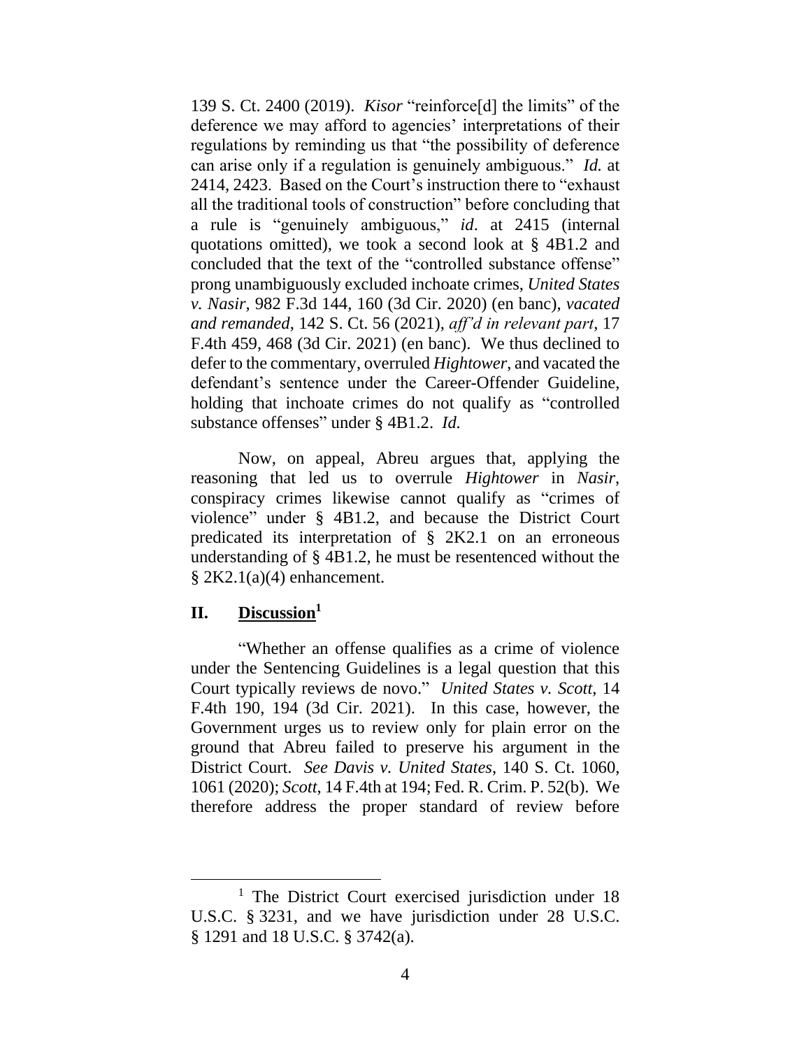139 S. Ct. 2400 (2019). *Kisor* "reinforce[d] the limits" of the deference we may afford to agencies' interpretations of their regulations by reminding us that "the possibility of deference can arise only if a regulation is genuinely ambiguous." *Id.* at 2414, 2423. Based on the Court's instruction there to "exhaust all the traditional tools of construction" before concluding that a rule is "genuinely ambiguous," *id*. at 2415 (internal quotations omitted), we took a second look at § 4B1.2 and concluded that the text of the "controlled substance offense" prong unambiguously excluded inchoate crimes, *United States v. Nasir*, 982 F.3d 144, 160 (3d Cir. 2020) (en banc), *vacated and remanded*, 142 S. Ct. 56 (2021), *aff'd in relevant part*, 17 F.4th 459, 468 (3d Cir. 2021) (en banc). We thus declined to defer to the commentary, overruled *Hightower*, and vacated the defendant's sentence under the Career-Offender Guideline, holding that inchoate crimes do not qualify as "controlled substance offenses" under § 4B1.2. *Id.*

Now, on appeal, Abreu argues that, applying the reasoning that led us to overrule *Hightower* in *Nasir*, conspiracy crimes likewise cannot qualify as "crimes of violence" under § 4B1.2, and because the District Court predicated its interpretation of § 2K2.1 on an erroneous understanding of § 4B1.2, he must be resentenced without the § 2K2.1(a)(4) enhancement.

## II. Discussion[1]

"Whether an offense qualifies as a crime of violence under the Sentencing Guidelines is a legal question that this Court typically reviews de novo." *United States v. Scott*, 14 F.4th 190, 194 (3d Cir. 2021). In this case, however, the Government urges us to review only for plain error on the ground that Abreu failed to preserve his argument in the District Court. *See Davis v. United States*, 140 S. Ct. 1060, 1061 (2020); *Scott*, 14 F.4th at 194; Fed. R. Crim. P. 52(b). We therefore address the proper standard of review before

[1] The District Court exercised jurisdiction under 18 U.S.C. § 3231, and we have jurisdiction under 28 U.S.C. § 1291 and 18 U.S.C. § 3742(a).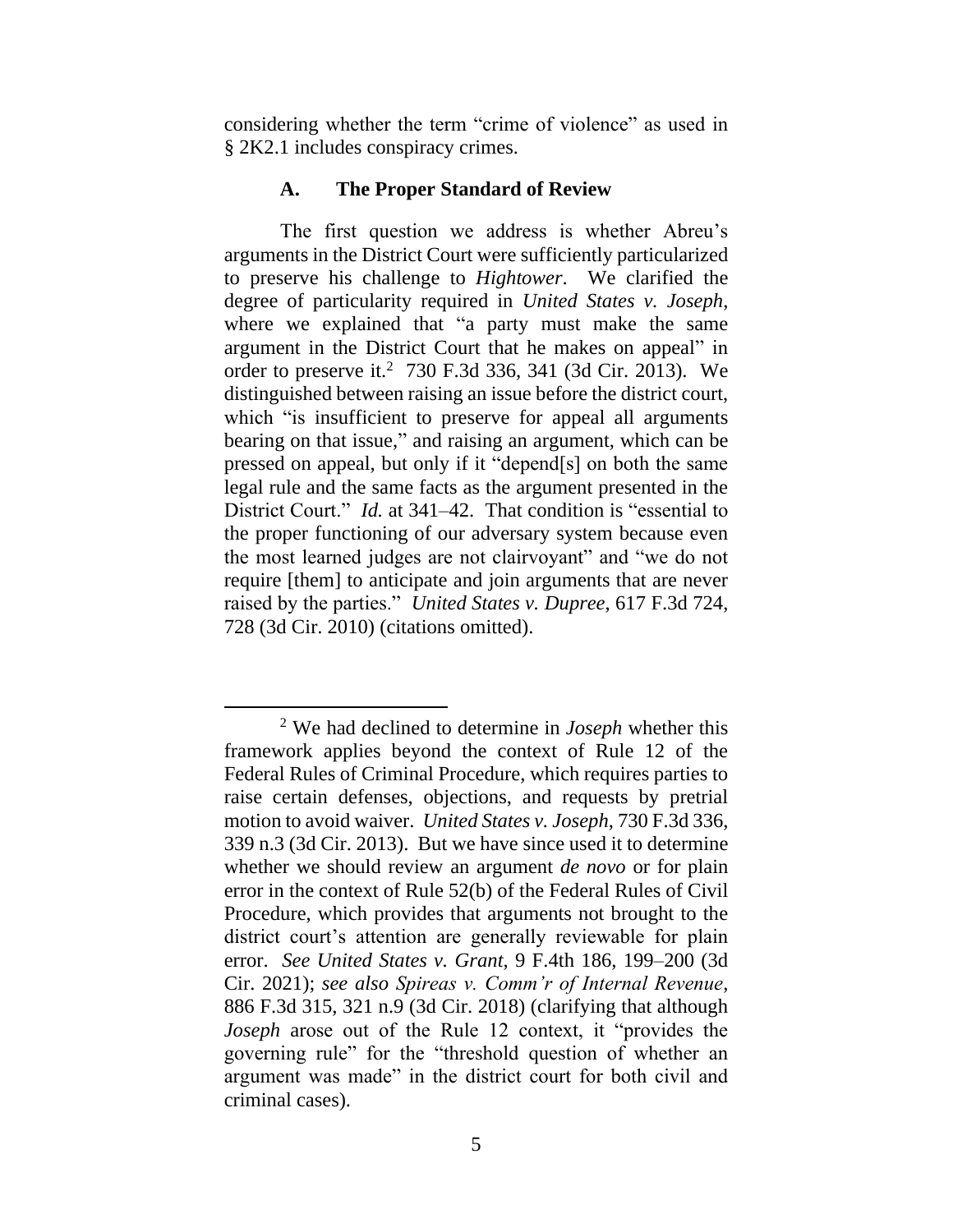considering whether the term "crime of violence" as used in § 2K2.1 includes conspiracy crimes.

### A. The Proper Standard of Review

The first question we address is whether Abreu's arguments in the District Court were sufficiently particularized to preserve his challenge to *Hightower*. We clarified the degree of particularity required in *United States v. Joseph*, where we explained that "a party must make the same argument in the District Court that he makes on appeal" in order to preserve it.[2] 730 F.3d 336, 341 (3d Cir. 2013). We distinguished between raising an issue before the district court, which "is insufficient to preserve for appeal all arguments bearing on that issue," and raising an argument, which can be pressed on appeal, but only if it "depend[s] on both the same legal rule and the same facts as the argument presented in the District Court." *Id.* at 341–42. That condition is "essential to the proper functioning of our adversary system because even the most learned judges are not clairvoyant" and "we do not require [them] to anticipate and join arguments that are never raised by the parties." *United States v. Dupree*, 617 F.3d 724, 728 (3d Cir. 2010) (citations omitted).

---

[2] We had declined to determine in *Joseph* whether this framework applies beyond the context of Rule 12 of the Federal Rules of Criminal Procedure, which requires parties to raise certain defenses, objections, and requests by pretrial motion to avoid waiver. *United States v. Joseph*, 730 F.3d 336, 339 n.3 (3d Cir. 2013). But we have since used it to determine whether we should review an argument *de novo* or for plain error in the context of Rule 52(b) of the Federal Rules of Civil Procedure, which provides that arguments not brought to the district court's attention are generally reviewable for plain error. *See United States v. Grant*, 9 F.4th 186, 199–200 (3d Cir. 2021); *see also Spireas v. Comm'r of Internal Revenue*, 886 F.3d 315, 321 n.9 (3d Cir. 2018) (clarifying that although *Joseph* arose out of the Rule 12 context, it "provides the governing rule" for the "threshold question of whether an argument was made" in the district court for both civil and criminal cases).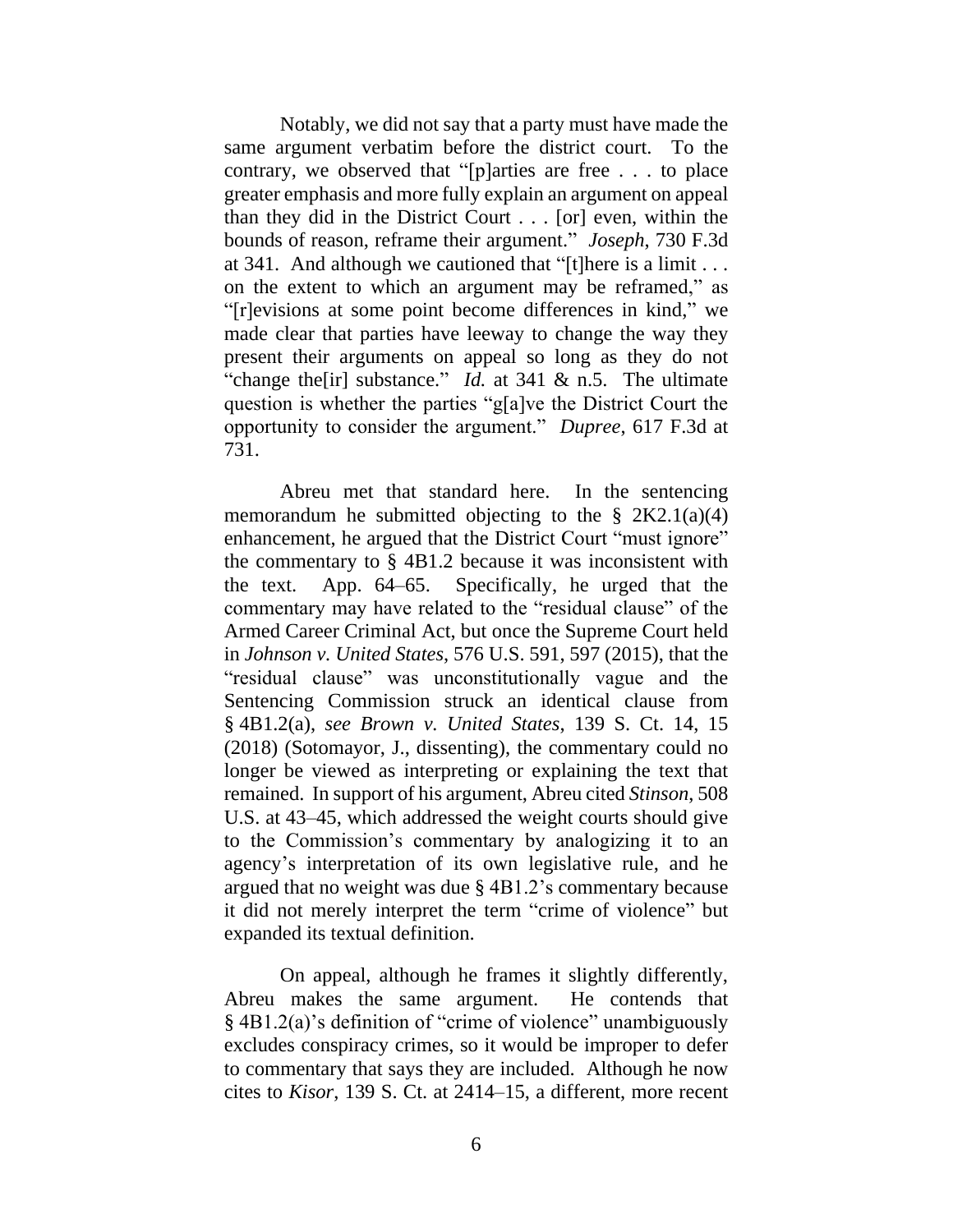Notably, we did not say that a party must have made the same argument verbatim before the district court. To the contrary, we observed that "[p]arties are free . . . to place greater emphasis and more fully explain an argument on appeal than they did in the District Court . . . [or] even, within the bounds of reason, reframe their argument." *Joseph*, 730 F.3d at 341. And although we cautioned that "[t]here is a limit . . . on the extent to which an argument may be reframed," as "[r]evisions at some point become differences in kind," we made clear that parties have leeway to change the way they present their arguments on appeal so long as they do not "change the[ir] substance." *Id.* at 341 & n.5. The ultimate question is whether the parties "g[a]ve the District Court the opportunity to consider the argument." *Dupree*, 617 F.3d at 731.

Abreu met that standard here. In the sentencing memorandum he submitted objecting to the § 2K2.1(a)(4) enhancement, he argued that the District Court "must ignore" the commentary to § 4B1.2 because it was inconsistent with the text. App. 64–65. Specifically, he urged that the commentary may have related to the "residual clause" of the Armed Career Criminal Act, but once the Supreme Court held in *Johnson v. United States*, 576 U.S. 591, 597 (2015), that the "residual clause" was unconstitutionally vague and the Sentencing Commission struck an identical clause from § 4B1.2(a), *see Brown v. United States*, 139 S. Ct. 14, 15 (2018) (Sotomayor, J., dissenting), the commentary could no longer be viewed as interpreting or explaining the text that remained. In support of his argument, Abreu cited *Stinson*, 508 U.S. at 43–45, which addressed the weight courts should give to the Commission's commentary by analogizing it to an agency's interpretation of its own legislative rule, and he argued that no weight was due § 4B1.2's commentary because it did not merely interpret the term "crime of violence" but expanded its textual definition.

On appeal, although he frames it slightly differently, Abreu makes the same argument. He contends that § 4B1.2(a)'s definition of "crime of violence" unambiguously excludes conspiracy crimes, so it would be improper to defer to commentary that says they are included. Although he now cites to *Kisor*, 139 S. Ct. at 2414–15, a different, more recent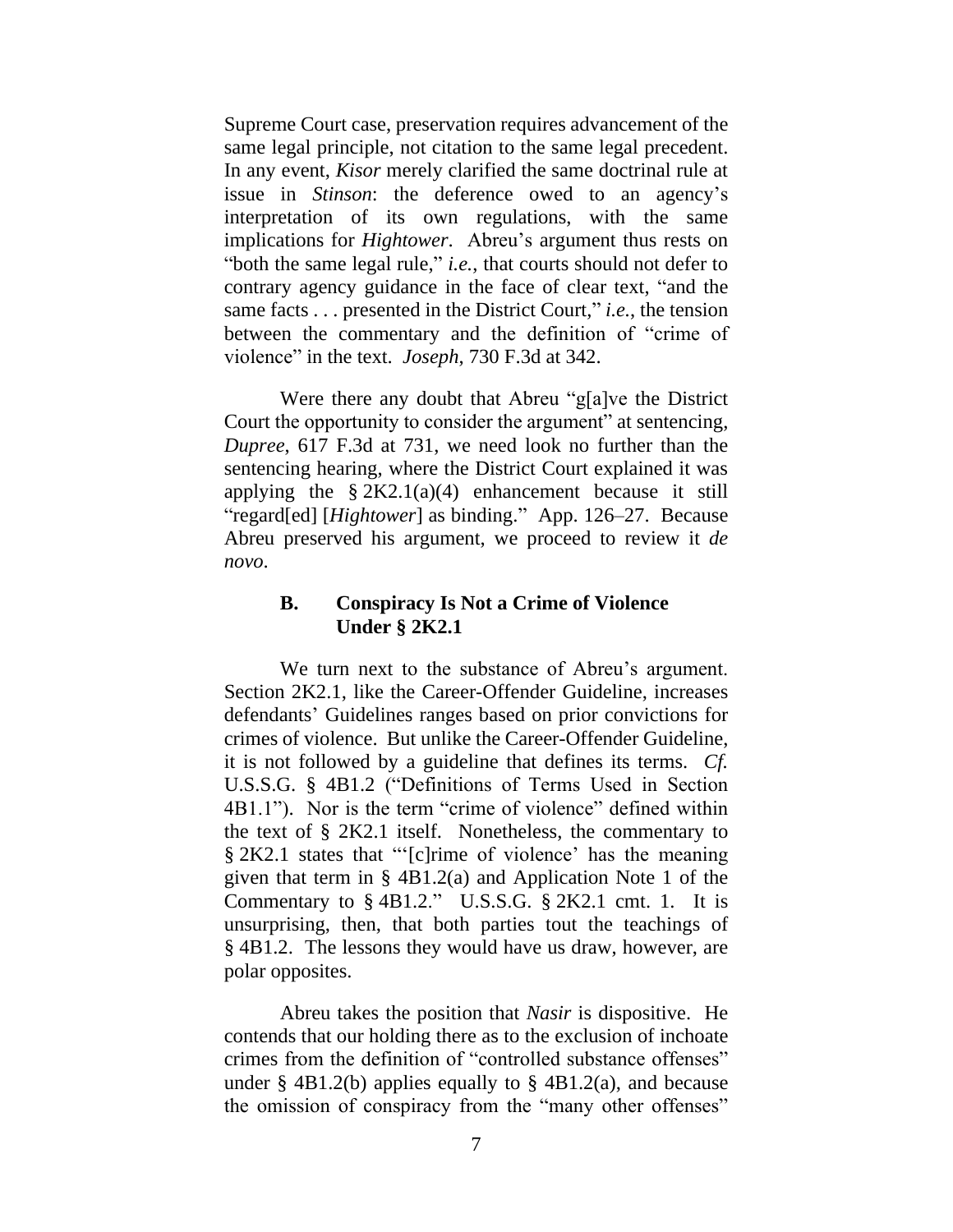Supreme Court case, preservation requires advancement of the same legal principle, not citation to the same legal precedent. In any event, *Kisor* merely clarified the same doctrinal rule at issue in *Stinson*: the deference owed to an agency's interpretation of its own regulations, with the same implications for *Hightower*. Abreu's argument thus rests on "both the same legal rule," *i.e.*, that courts should not defer to contrary agency guidance in the face of clear text, "and the same facts . . . presented in the District Court," *i.e.*, the tension between the commentary and the definition of "crime of violence" in the text. *Joseph*, 730 F.3d at 342.

Were there any doubt that Abreu "g[a]ve the District Court the opportunity to consider the argument" at sentencing, *Dupree*, 617 F.3d at 731, we need look no further than the sentencing hearing, where the District Court explained it was applying the § 2K2.1(a)(4) enhancement because it still "regard[ed] [*Hightower*] as binding." App. 126–27. Because Abreu preserved his argument, we proceed to review it *de novo*.

### B. Conspiracy Is Not a Crime of Violence Under § 2K2.1

We turn next to the substance of Abreu's argument. Section 2K2.1, like the Career-Offender Guideline, increases defendants' Guidelines ranges based on prior convictions for crimes of violence. But unlike the Career-Offender Guideline, it is not followed by a guideline that defines its terms. *Cf.* U.S.S.G. § 4B1.2 ("Definitions of Terms Used in Section 4B1.1"). Nor is the term "crime of violence" defined within the text of § 2K2.1 itself. Nonetheless, the commentary to § 2K2.1 states that "'[c]rime of violence' has the meaning given that term in § 4B1.2(a) and Application Note 1 of the Commentary to § 4B1.2." U.S.S.G. § 2K2.1 cmt. 1. It is unsurprising, then, that both parties tout the teachings of § 4B1.2. The lessons they would have us draw, however, are polar opposites.

Abreu takes the position that *Nasir* is dispositive. He contends that our holding there as to the exclusion of inchoate crimes from the definition of "controlled substance offenses" under § 4B1.2(b) applies equally to § 4B1.2(a), and because the omission of conspiracy from the "many other offenses"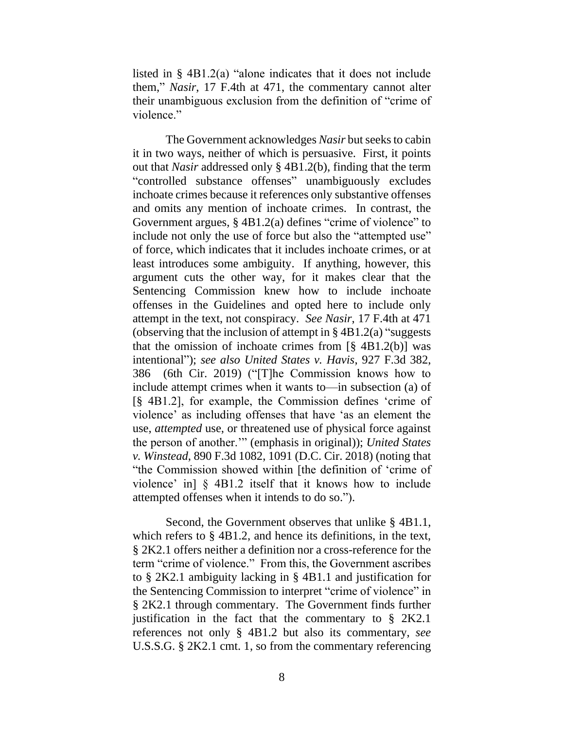listed in § 4B1.2(a) "alone indicates that it does not include them," *Nasir*, 17 F.4th at 471, the commentary cannot alter their unambiguous exclusion from the definition of "crime of violence."

The Government acknowledges *Nasir* but seeks to cabin it in two ways, neither of which is persuasive. First, it points out that *Nasir* addressed only § 4B1.2(b), finding that the term "controlled substance offenses" unambiguously excludes inchoate crimes because it references only substantive offenses and omits any mention of inchoate crimes. In contrast, the Government argues, § 4B1.2(a) defines "crime of violence" to include not only the use of force but also the "attempted use" of force, which indicates that it includes inchoate crimes, or at least introduces some ambiguity. If anything, however, this argument cuts the other way, for it makes clear that the Sentencing Commission knew how to include inchoate offenses in the Guidelines and opted here to include only attempt in the text, not conspiracy. *See Nasir*, 17 F.4th at 471 (observing that the inclusion of attempt in § 4B1.2(a) "suggests that the omission of inchoate crimes from [§ 4B1.2(b)] was intentional"); *see also United States v. Havis*, 927 F.3d 382, 386 (6th Cir. 2019) ("[T]he Commission knows how to include attempt crimes when it wants to—in subsection (a) of [§ 4B1.2], for example, the Commission defines 'crime of violence' as including offenses that have 'as an element the use, *attempted* use, or threatened use of physical force against the person of another.'" (emphasis in original)); *United States v. Winstead*, 890 F.3d 1082, 1091 (D.C. Cir. 2018) (noting that "the Commission showed within [the definition of 'crime of violence' in] § 4B1.2 itself that it knows how to include attempted offenses when it intends to do so.").

Second, the Government observes that unlike § 4B1.1, which refers to § 4B1.2, and hence its definitions, in the text, § 2K2.1 offers neither a definition nor a cross-reference for the term "crime of violence." From this, the Government ascribes to § 2K2.1 ambiguity lacking in § 4B1.1 and justification for the Sentencing Commission to interpret "crime of violence" in § 2K2.1 through commentary. The Government finds further justification in the fact that the commentary to § 2K2.1 references not only § 4B1.2 but also its commentary, *see* U.S.S.G. § 2K2.1 cmt. 1, so from the commentary referencing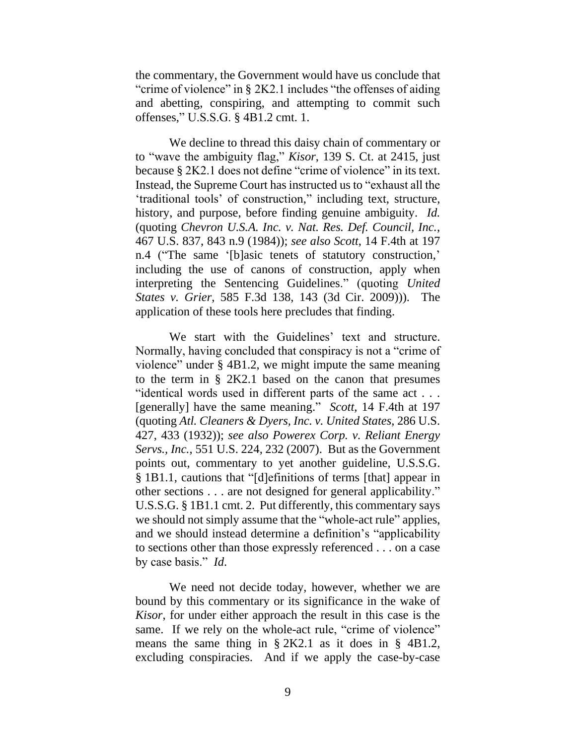the commentary, the Government would have us conclude that "crime of violence" in § 2K2.1 includes "the offenses of aiding and abetting, conspiring, and attempting to commit such offenses," U.S.S.G. § 4B1.2 cmt. 1.

We decline to thread this daisy chain of commentary or to "wave the ambiguity flag," *Kisor*, 139 S. Ct. at 2415, just because § 2K2.1 does not define "crime of violence" in its text. Instead, the Supreme Court has instructed us to "exhaust all the 'traditional tools' of construction," including text, structure, history, and purpose, before finding genuine ambiguity. *Id.* (quoting *Chevron U.S.A. Inc. v. Nat. Res. Def. Council, Inc.*, 467 U.S. 837, 843 n.9 (1984)); *see also Scott*, 14 F.4th at 197 n.4 ("The same '[b]asic tenets of statutory construction,' including the use of canons of construction, apply when interpreting the Sentencing Guidelines." (quoting *United States v. Grier*, 585 F.3d 138, 143 (3d Cir. 2009))). The application of these tools here precludes that finding.

We start with the Guidelines' text and structure. Normally, having concluded that conspiracy is not a "crime of violence" under § 4B1.2, we might impute the same meaning to the term in § 2K2.1 based on the canon that presumes "identical words used in different parts of the same act . . . [generally] have the same meaning." *Scott*, 14 F.4th at 197 (quoting *Atl. Cleaners & Dyers, Inc. v. United States*, 286 U.S. 427, 433 (1932)); *see also Powerex Corp. v. Reliant Energy Servs., Inc.*, 551 U.S. 224, 232 (2007). But as the Government points out, commentary to yet another guideline, U.S.S.G. § 1B1.1, cautions that "[d]efinitions of terms [that] appear in other sections . . . are not designed for general applicability." U.S.S.G. § 1B1.1 cmt. 2. Put differently, this commentary says we should not simply assume that the "whole-act rule" applies, and we should instead determine a definition's "applicability to sections other than those expressly referenced . . . on a case by case basis." *Id.*

We need not decide today, however, whether we are bound by this commentary or its significance in the wake of *Kisor*, for under either approach the result in this case is the same. If we rely on the whole-act rule, "crime of violence" means the same thing in § 2K2.1 as it does in § 4B1.2, excluding conspiracies. And if we apply the case-by-case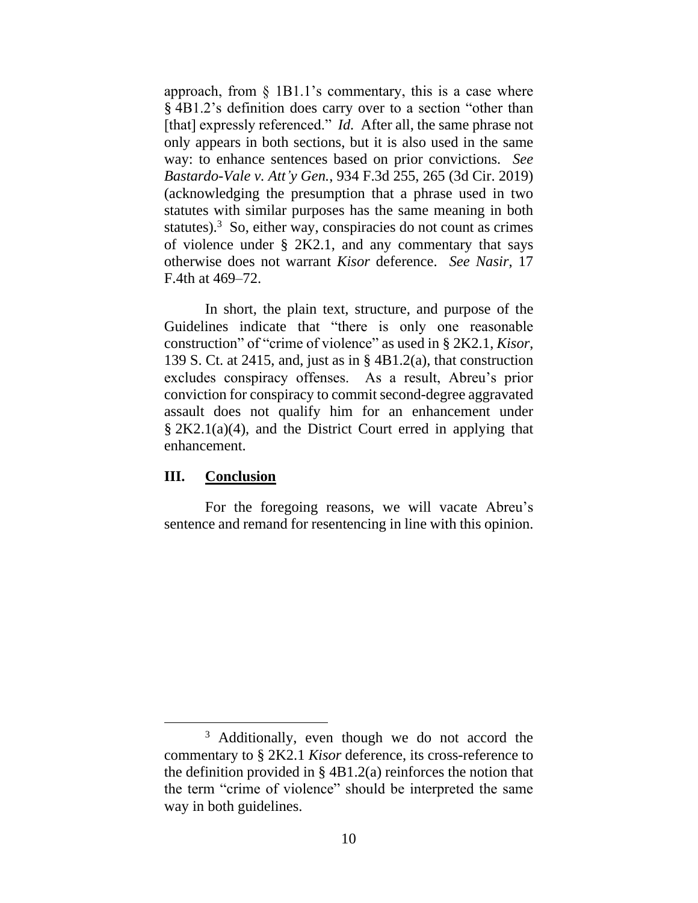approach, from § 1B1.1's commentary, this is a case where § 4B1.2's definition does carry over to a section "other than [that] expressly referenced." *Id.* After all, the same phrase not only appears in both sections, but it is also used in the same way: to enhance sentences based on prior convictions. *See Bastardo-Vale v. Att'y Gen.*, 934 F.3d 255, 265 (3d Cir. 2019) (acknowledging the presumption that a phrase used in two statutes with similar purposes has the same meaning in both statutes).[3] So, either way, conspiracies do not count as crimes of violence under § 2K2.1, and any commentary that says otherwise does not warrant *Kisor* deference. *See Nasir*, 17 F.4th at 469–72.

In short, the plain text, structure, and purpose of the Guidelines indicate that "there is only one reasonable construction" of "crime of violence" as used in § 2K2.1, *Kisor*, 139 S. Ct. at 2415, and, just as in § 4B1.2(a), that construction excludes conspiracy offenses. As a result, Abreu's prior conviction for conspiracy to commit second-degree aggravated assault does not qualify him for an enhancement under § 2K2.1(a)(4), and the District Court erred in applying that enhancement.

## III. Conclusion

For the foregoing reasons, we will vacate Abreu's sentence and remand for resentencing in line with this opinion.

---

[3] Additionally, even though we do not accord the commentary to § 2K2.1 *Kisor* deference, its cross-reference to the definition provided in § 4B1.2(a) reinforces the notion that the term "crime of violence" should be interpreted the same way in both guidelines.